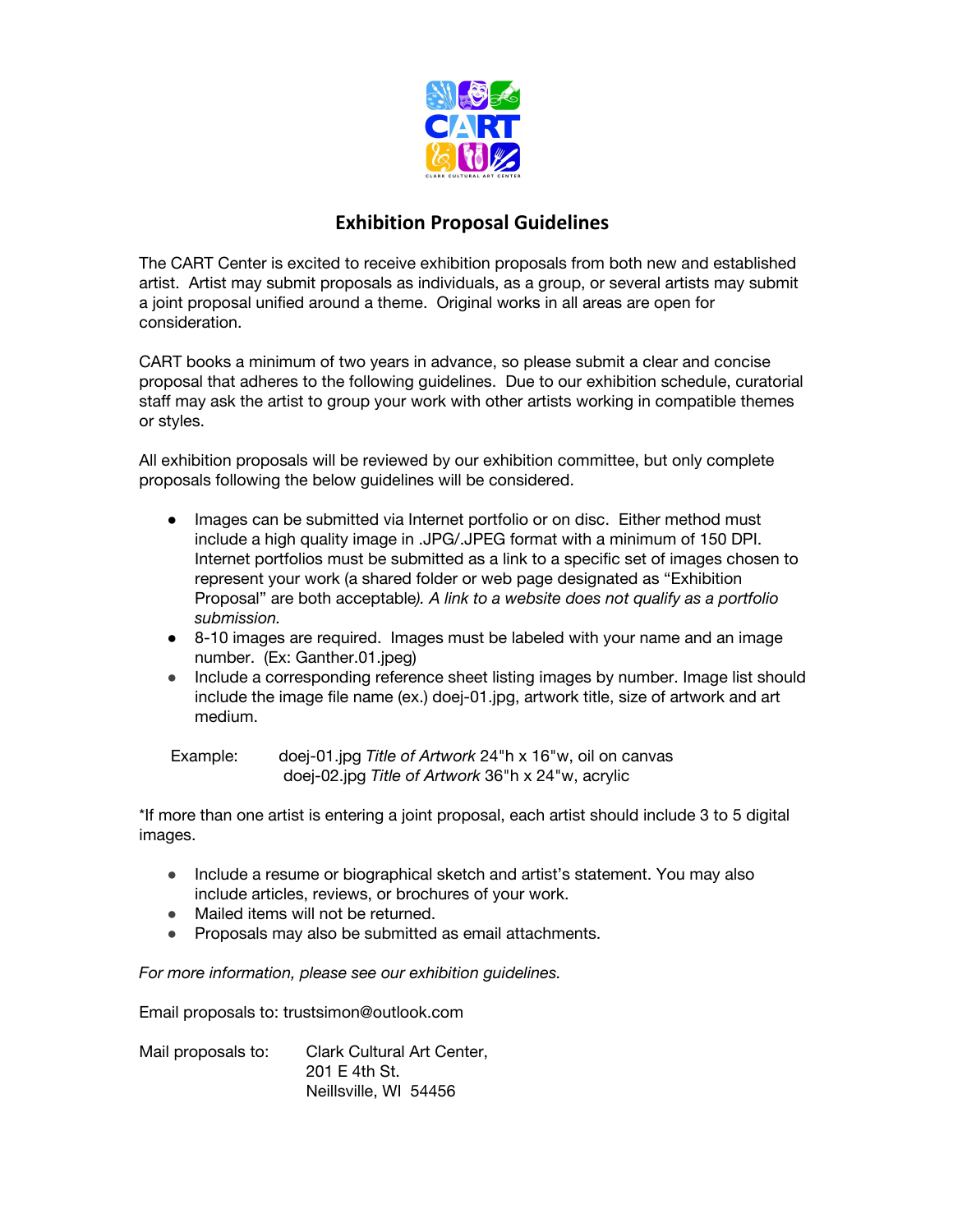# Exhibition Proposal Guidelines

The CART Center is excited to receive exhibition proposals from both new and established artist. Artist may submit proposals as individuals, as a group, or several artists may submit a joint proposal unified around a theme. Original works in all areas are open for consideration.

CART books a minimum of two years in advance, so please submit a clear and concise proposal that adheres to the following guidelines. Due to our exhibition schedule, curatorial staff may ask the artist to group your work with other artists working in compatible themes or styles.

All exhibition proposals will be reviewed by our exhibition committee, but only complete proposals following the below guidelines will be considered.

- Images can be submitted via Internet portfolio or on disc. Either method must include a high quality image in .JPG/.JPEG format with a minimum of 150 DPI. Internet portfolios must be submitted as a link to a specific set of images chosen to represent your work (a shared folder or web page designated as "Exhibition Proposal" are both acceptable*). A link to a website does not qualify as a portfolio submission.*
- 8-10 images are required. Images must be labeled with your name and an image number. (Ex: Ganther.01.jpeg)
- Include a corresponding reference sheet listing images by number. Image list should include the image file name (ex.) doej-01.jpg, artwork title, size of artwork and art medium.

Example: doej-01.jpg *Title of Artwork* 24"h x 16"w, oil on canvas
doej-02.jpg *Title of Artwork* 36"h x 24"w, acrylic

*If more than one artist is entering a joint proposal, each artist should include 3 to 5 digital images.

- Include a resume or biographical sketch and artist's statement. You may also include articles, reviews, or brochures of your work.
- Mailed items will not be returned.
- Proposals may also be submitted as email attachments.

*For more information, please see our exhibition guidelines.*

Email proposals to: trustsimon@outlook.com

Mail proposals to: Clark Cultural Art Center,
201 E 4th St.
Neillsville, WI 54456